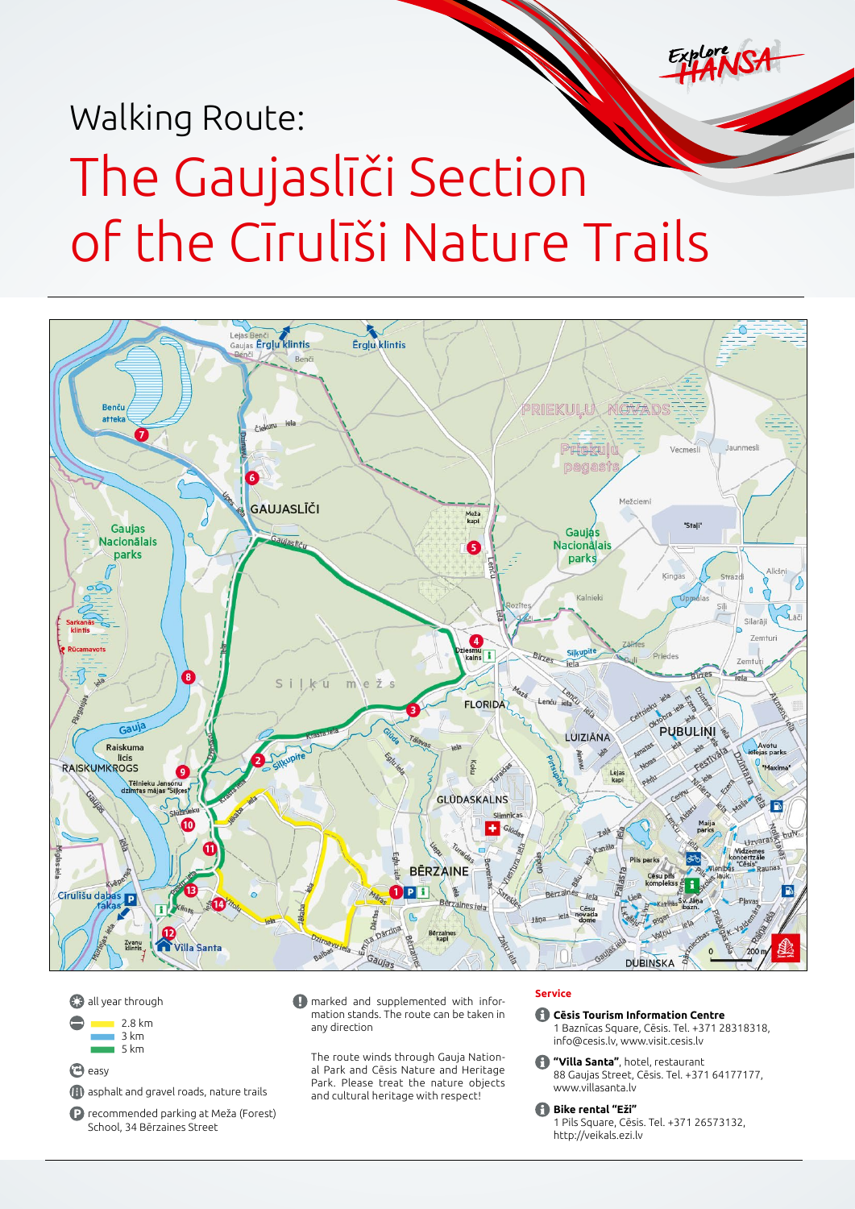Explore HANSA

Walking Route:

# The Gaujaslīči Section of the Cīrulīši Nature Trails

- all year through
- 2.8 km
- 3 km
- 5 km
- easy
- asphalt and gravel roads, nature trails
- recommended parking at Meža (Forest) School, 34 Bērzaines Street

marked and supplemented with information stands. The route can be taken in any direction

The route winds through Gauja National Park and Cēsis Nature and Heritage Park. Please treat the nature objects and cultural heritage with respect!

### Service

**Cēsis Tourism Information Centre**
1 Baznīcas Square, Cēsis. Tel. +371 28318318, info@cesis.lv, www.visit.cesis.lv

**"Villa Santa"**, hotel, restaurant
88 Gaujas Street, Cēsis. Tel. +371 64177177, www.villasanta.lv

**Bike rental "Eži"**
1 Pils Square, Cēsis. Tel. +371 26573132, http://veikals.ezi.lv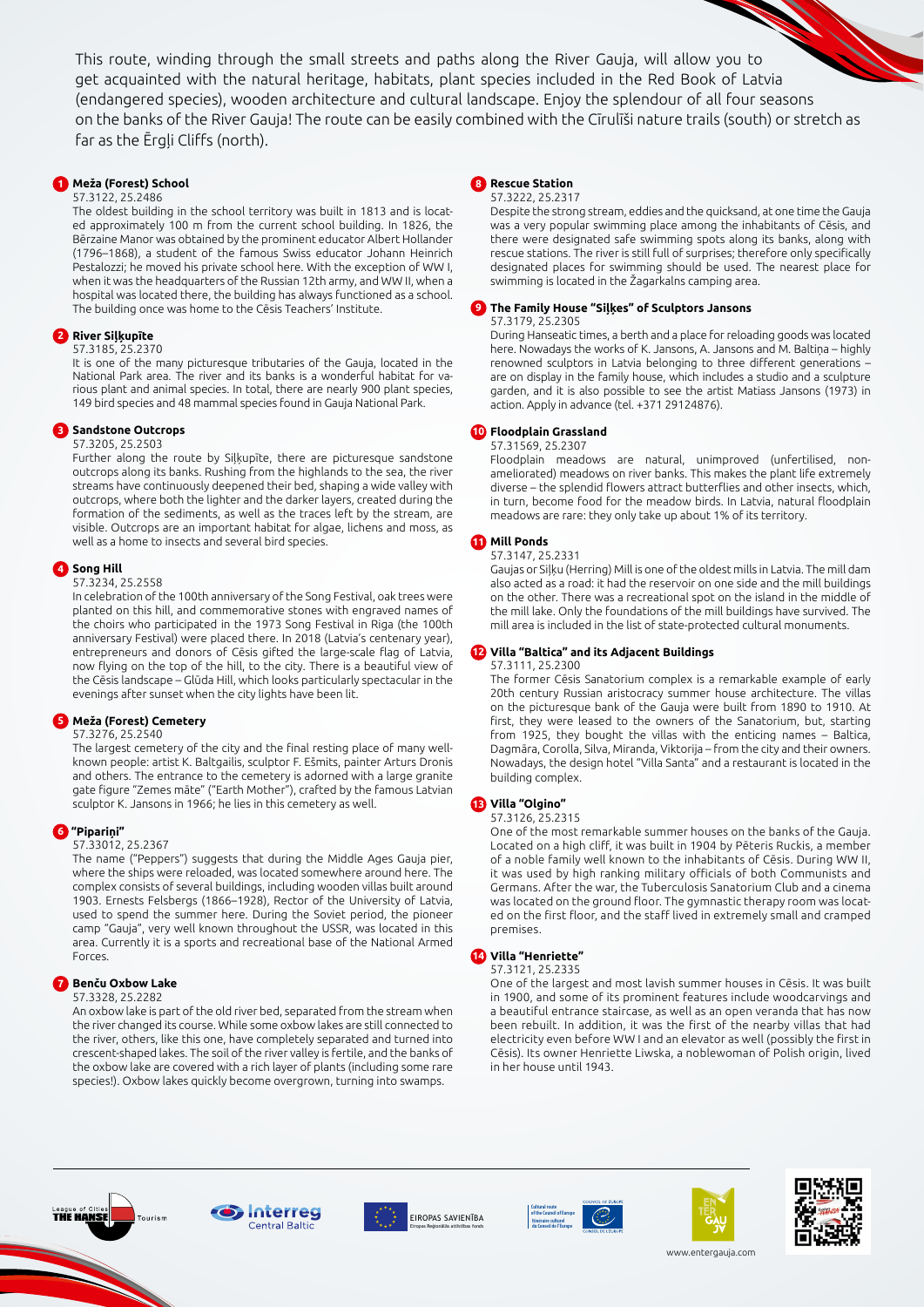This route, winding through the small streets and paths along the River Gauja, will allow you to get acquainted with the natural heritage, habitats, plant species included in the Red Book of Latvia (endangered species), wooden architecture and cultural landscape. Enjoy the splendour of all four seasons on the banks of the River Gauja! The route can be easily combined with the Cīrulīši nature trails (south) or stretch as far as the Ērgļi Cliffs (north).

### 1 Meža (Forest) School

57.3122, 25.2486

The oldest building in the school territory was built in 1813 and is located approximately 100 m from the current school building. In 1826, the Bērzaine Manor was obtained by the prominent educator Albert Hollander (1796–1868), a student of the famous Swiss educator Johann Heinrich Pestalozzi; he moved his private school here. With the exception of WW I, when it was the headquarters of the Russian 12th army, and WW II, when a hospital was located there, the building has always functioned as a school. The building once was home to the Cēsis Teachers' Institute.

### 2 River Siļķupīte

57.3185, 25.2370

It is one of the many picturesque tributaries of the Gauja, located in the National Park area. The river and its banks is a wonderful habitat for various plant and animal species. In total, there are nearly 900 plant species, 149 bird species and 48 mammal species found in Gauja National Park.

### 3 Sandstone Outcrops

57.3205, 25.2503

Further along the route by Siļķupīte, there are picturesque sandstone outcrops along its banks. Rushing from the highlands to the sea, the river streams have continuously deepened their bed, shaping a wide valley with outcrops, where both the lighter and the darker layers, created during the formation of the sediments, as well as the traces left by the stream, are visible. Outcrops are an important habitat for algae, lichens and moss, as well as a home to insects and several bird species.

### 4 Song Hill

57.3234, 25.2558

In celebration of the 100th anniversary of the Song Festival, oak trees were planted on this hill, and commemorative stones with engraved names of the choirs who participated in the 1973 Song Festival in Riga (the 100th anniversary Festival) were placed there. In 2018 (Latvia's centenary year), entrepreneurs and donors of Cēsis gifted the large-scale flag of Latvia, now flying on the top of the hill, to the city. There is a beautiful view of the Cēsis landscape – Glūda Hill, which looks particularly spectacular in the evenings after sunset when the city lights have been lit.

### 5 Meža (Forest) Cemetery

57.3276, 25.2540

The largest cemetery of the city and the final resting place of many well-known people: artist K. Baltgailis, sculptor F. Ešmits, painter Arturs Dronis and others. The entrance to the cemetery is adorned with a large granite gate figure "Zemes māte" ("Earth Mother"), crafted by the famous Latvian sculptor K. Jansons in 1966; he lies in this cemetery as well.

### 6 "Pipariņi"

57.33012, 25.2367

The name ("Peppers") suggests that during the Middle Ages Gauja pier, where the ships were reloaded, was located somewhere around here. The complex consists of several buildings, including wooden villas built around 1903. Ernests Felsbergs (1866–1928), Rector of the University of Latvia, used to spend the summer here. During the Soviet period, the pioneer camp "Gauja", very well known throughout the USSR, was located in this area. Currently it is a sports and recreational base of the National Armed Forces.

### 7 Benču Oxbow Lake

57.3328, 25.2282

An oxbow lake is part of the old river bed, separated from the stream when the river changed its course. While some oxbow lakes are still connected to the river, others, like this one, have completely separated and turned into crescent-shaped lakes. The soil of the river valley is fertile, and the banks of the oxbow lake are covered with a rich layer of plants (including some rare species!). Oxbow lakes quickly become overgrown, turning into swamps.

### 8 Rescue Station

57.3222, 25.2317

Despite the strong stream, eddies and the quicksand, at one time the Gauja was a very popular swimming place among the inhabitants of Cēsis, and there were designated safe swimming spots along its banks, along with rescue stations. The river is still full of surprises; therefore only specifically designated places for swimming should be used. The nearest place for swimming is located in the Žagarkalns camping area.

### 9 The Family House "Siļķes" of Sculptors Jansons

57.3179, 25.2305

During Hanseatic times, a berth and a place for reloading goods was located here. Nowadays the works of K. Jansons, A. Jansons and M. Baltiņa – highly renowned sculptors in Latvia belonging to three different generations – are on display in the family house, which includes a studio and a sculpture garden, and it is also possible to see the artist Matiass Jansons (1973) in action. Apply in advance (tel. +371 29124876).

### 10 Floodplain Grassland

57.31569, 25.2307

Floodplain meadows are natural, unimproved (unfertilised, non-ameliorated) meadows on river banks. This makes the plant life extremely diverse – the splendid flowers attract butterflies and other insects, which, in turn, become food for the meadow birds. In Latvia, natural floodplain meadows are rare: they only take up about 1% of its territory.

### 11 Mill Ponds

57.3147, 25.2331

Gaujas or Siļķu (Herring) Mill is one of the oldest mills in Latvia. The mill dam also acted as a road: it had the reservoir on one side and the mill buildings on the other. There was a recreational spot on the island in the middle of the mill lake. Only the foundations of the mill buildings have survived. The mill area is included in the list of state-protected cultural monuments.

### 12 Villa "Baltica" and its Adjacent Buildings

57.3111, 25.2300

The former Cēsis Sanatorium complex is a remarkable example of early 20th century Russian aristocracy summer house architecture. The villas on the picturesque bank of the Gauja were built from 1890 to 1910. At first, they were leased to the owners of the Sanatorium, but, starting from 1925, they bought the villas with the enticing names – Baltica, Dagmāra, Corolla, Silva, Miranda, Viktorija – from the city and their owners. Nowadays, the design hotel "Villa Santa" and a restaurant is located in the building complex.

### 13 Villa "Olgino"

57.3126, 25.2315

One of the most remarkable summer houses on the banks of the Gauja. Located on a high cliff, it was built in 1904 by Pēteris Ruckis, a member of a noble family well known to the inhabitants of Cēsis. During WW II, it was used by high ranking military officials of both Communists and Germans. After the war, the Tuberculosis Sanatorium Club and a cinema was located on the ground floor. The gymnastic therapy room was located on the first floor, and the staff lived in extremely small and cramped premises.

### 14 Villa "Henriette"

57.3121, 25.2335

One of the largest and most lavish summer houses in Cēsis. It was built in 1900, and some of its prominent features include woodcarvings and a beautiful entrance staircase, as well as an open veranda that has now been rebuilt. In addition, it was the first of the nearby villas that had electricity even before WW I and an elevator as well (possibly the first in Cēsis). Its owner Henriette Liwska, a noblewoman of Polish origin, lived in her house until 1943.

League of Cities THE HANSE Tourism | Interreg Central Baltic | EIROPAS SAVIENĪBA Eiropas Reģionālās attīstības fonds | Cultural route of the Council of Europe | ENTERGAUJA

www.entergauja.com